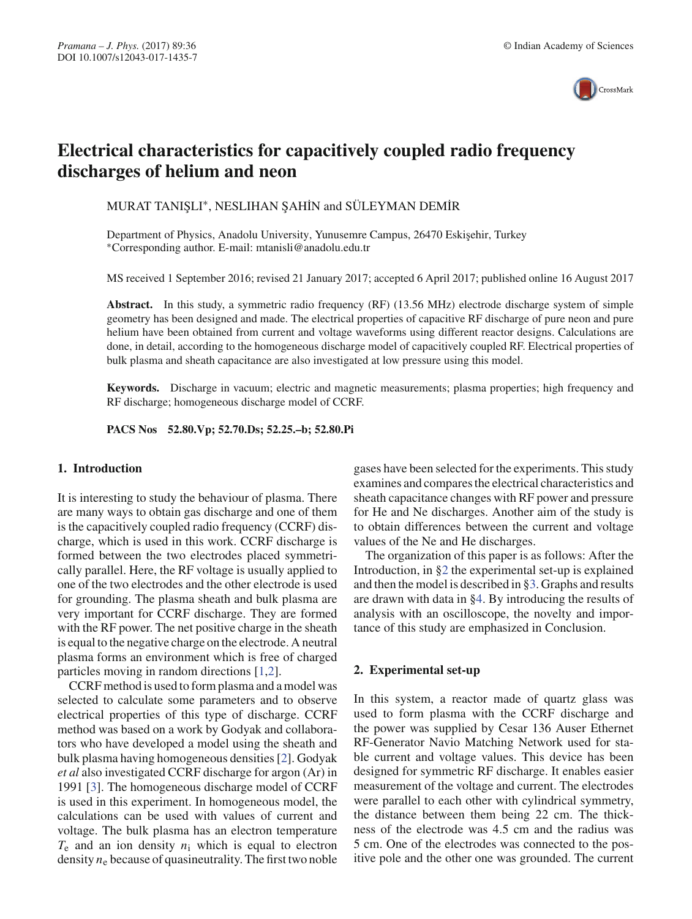# Electrical characteristics for capacitively coupled radio frequency discharges of helium and neon

MURAT TANIŞLI*, NESLIHAN ŞAHİN and SÜLEYMAN DEMİR

Department of Physics, Anadolu University, Yunusemre Campus, 26470 Eskişehir, Turkey
*Corresponding author. E-mail: mtanisli@anadolu.edu.tr

MS received 1 September 2016; revised 21 January 2017; accepted 6 April 2017; published online 16 August 2017

**Abstract.** In this study, a symmetric radio frequency (RF) (13.56 MHz) electrode discharge system of simple geometry has been designed and made. The electrical properties of capacitive RF discharge of pure neon and pure helium have been obtained from current and voltage waveforms using different reactor designs. Calculations are done, in detail, according to the homogeneous discharge model of capacitively coupled RF. Electrical properties of bulk plasma and sheath capacitance are also investigated at low pressure using this model.

**Keywords.** Discharge in vacuum; electric and magnetic measurements; plasma properties; high frequency and RF discharge; homogeneous discharge model of CCRF.

**PACS Nos** **52.80.Vp; 52.70.Ds; 52.25.–b; 52.80.Pi**

## 1. Introduction

It is interesting to study the behaviour of plasma. There are many ways to obtain gas discharge and one of them is the capacitively coupled radio frequency (CCRF) discharge, which is used in this work. CCRF discharge is formed between the two electrodes placed symmetrically parallel. Here, the RF voltage is usually applied to one of the two electrodes and the other electrode is used for grounding. The plasma sheath and bulk plasma are very important for CCRF discharge. They are formed with the RF power. The net positive charge in the sheath is equal to the negative charge on the electrode. A neutral plasma forms an environment which is free of charged particles moving in random directions [1,2].

CCRF method is used to form plasma and a model was selected to calculate some parameters and to observe electrical properties of this type of discharge. CCRF method was based on a work by Godyak and collaborators who have developed a model using the sheath and bulk plasma having homogeneous densities [2]. Godyak *et al* also investigated CCRF discharge for argon (Ar) in 1991 [3]. The homogeneous discharge model of CCRF is used in this experiment. In homogeneous model, the calculations can be used with values of current and voltage. The bulk plasma has an electron temperature $T_e$ and an ion density $n_i$ which is equal to electron density $n_e$ because of quasineutrality. The first two noble gases have been selected for the experiments. This study examines and compares the electrical characteristics and sheath capacitance changes with RF power and pressure for He and Ne discharges. Another aim of the study is to obtain differences between the current and voltage values of the Ne and He discharges.

The organization of this paper is as follows: After the Introduction, in §2 the experimental set-up is explained and then the model is described in §3. Graphs and results are drawn with data in §4. By introducing the results of analysis with an oscilloscope, the novelty and importance of this study are emphasized in Conclusion.

## 2. Experimental set-up

In this system, a reactor made of quartz glass was used to form plasma with the CCRF discharge and the power was supplied by Cesar 136 Auser Ethernet RF-Generator Navio Matching Network used for stable current and voltage values. This device has been designed for symmetric RF discharge. It enables easier measurement of the voltage and current. The electrodes were parallel to each other with cylindrical symmetry, the distance between them being 22 cm. The thickness of the electrode was 4.5 cm and the radius was 5 cm. One of the electrodes was connected to the positive pole and the other one was grounded. The current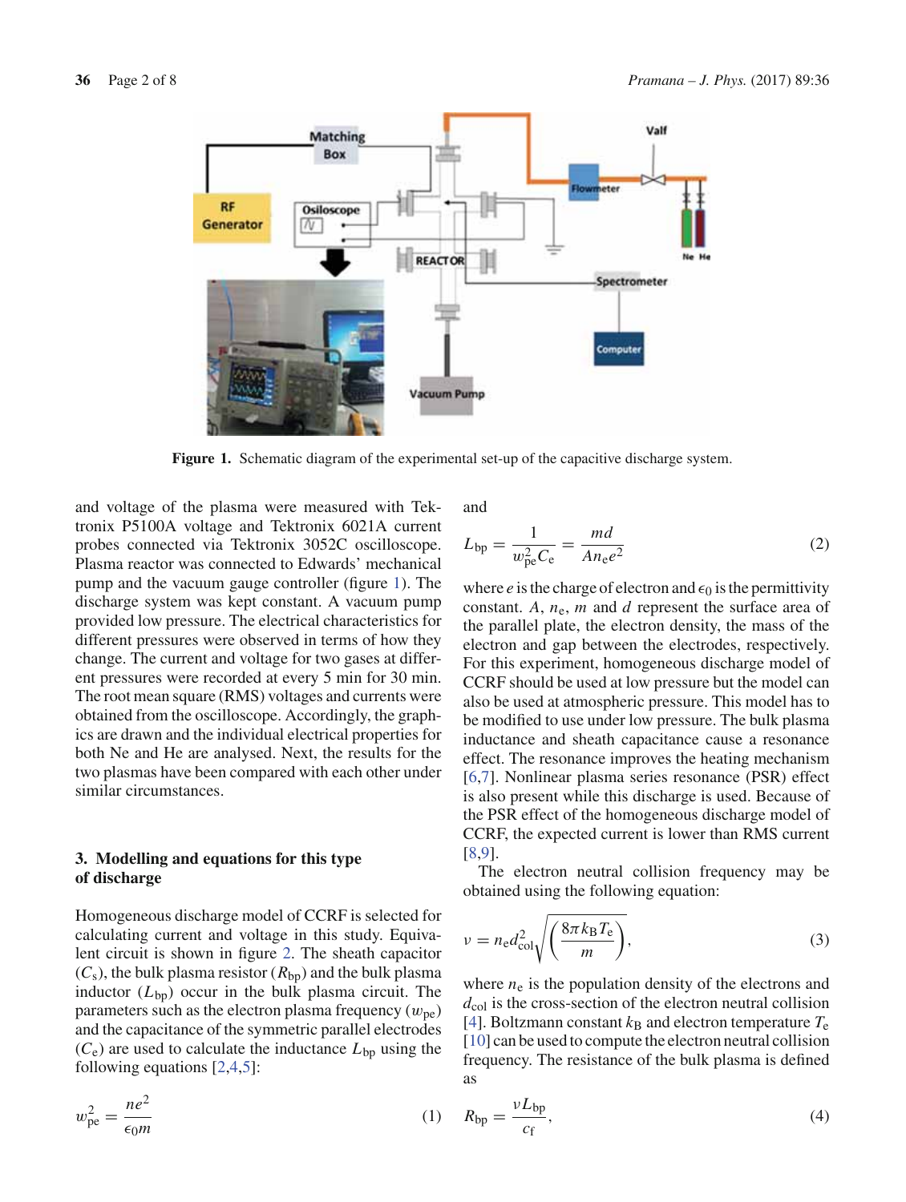Figure 1. Schematic diagram of the experimental set-up of the capacitive discharge system.

and voltage of the plasma were measured with Tektronix P5100A voltage and Tektronix 6021A current probes connected via Tektronix 3052C oscilloscope. Plasma reactor was connected to Edwards' mechanical pump and the vacuum gauge controller (figure 1). The discharge system was kept constant. A vacuum pump provided low pressure. The electrical characteristics for different pressures were observed in terms of how they change. The current and voltage for two gases at different pressures were recorded at every 5 min for 30 min. The root mean square (RMS) voltages and currents were obtained from the oscilloscope. Accordingly, the graphics are drawn and the individual electrical properties for both Ne and He are analysed. Next, the results for the two plasmas have been compared with each other under similar circumstances.

## 3. Modelling and equations for this type of discharge

Homogeneous discharge model of CCRF is selected for calculating current and voltage in this study. Equivalent circuit is shown in figure 2. The sheath capacitor ($C_s$), the bulk plasma resistor ($R_{bp}$) and the bulk plasma inductor ($L_{bp}$) occur in the bulk plasma circuit. The parameters such as the electron plasma frequency ($w_{pe}$) and the capacitance of the symmetric parallel electrodes ($C_e$) are used to calculate the inductance $L_{bp}$ using the following equations [2,4,5]:

$$w_{pe}^2 = \frac{ne^2}{\epsilon_0 m} \tag{1}$$

and

$$L_{bp} = \frac{1}{w_{pe}^2 C_e} = \frac{md}{A n_e e^2} \tag{2}$$

where $e$ is the charge of electron and $\epsilon_0$ is the permittivity constant. $A$, $n_e$, $m$ and $d$ represent the surface area of the parallel plate, the electron density, the mass of the electron and gap between the electrodes, respectively. For this experiment, homogeneous discharge model of CCRF should be used at low pressure but the model can also be used at atmospheric pressure. This model has to be modified to use under low pressure. The bulk plasma inductance and sheath capacitance cause a resonance effect. The resonance improves the heating mechanism [6,7]. Nonlinear plasma series resonance (PSR) effect is also present while this discharge is used. Because of the PSR effect of the homogeneous discharge model of CCRF, the expected current is lower than RMS current [8,9].

The electron neutral collision frequency may be obtained using the following equation:

$$\nu = n_e d_{col}^2 \sqrt{\left(\frac{8\pi k_B T_e}{m}\right)}, \tag{3}$$

where $n_e$ is the population density of the electrons and $d_{col}$ is the cross-section of the electron neutral collision [4]. Boltzmann constant $k_B$ and electron temperature $T_e$ [10] can be used to compute the electron neutral collision frequency. The resistance of the bulk plasma is defined as

$$R_{bp} = \frac{\nu L_{bp}}{c_f}, \tag{4}$$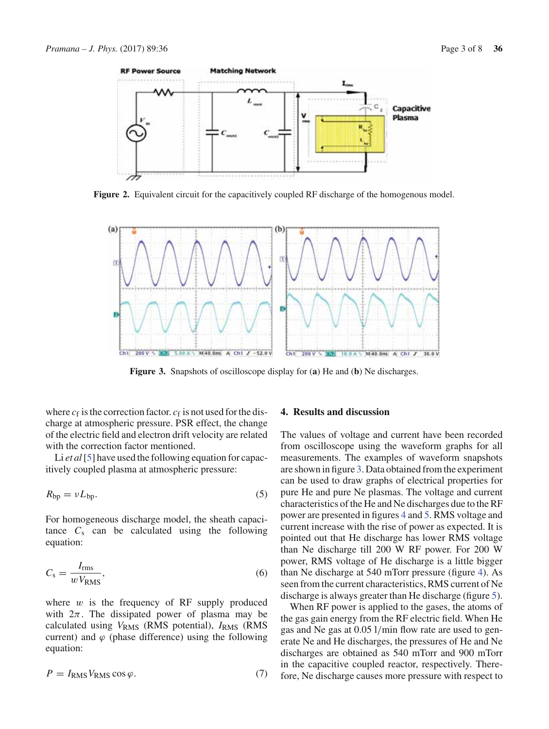Figure 2. Equivalent circuit for the capacitively coupled RF discharge of the homogenous model.

Figure 3. Snapshots of oscilloscope display for (**a**) He and (**b**) Ne discharges.

where $c_f$ is the correction factor. $c_f$ is not used for the discharge at atmospheric pressure. PSR effect, the change of the electric field and electron drift velocity are related with the correction factor mentioned.

Li *et al* [5] have used the following equation for capacitively coupled plasma at atmospheric pressure:

$$R_{bp} = \nu L_{bp}. \tag{5}$$

For homogeneous discharge model, the sheath capacitance $C_s$ can be calculated using the following equation:

$$C_s = \frac{I_{rms}}{w V_{RMS}}, \tag{6}$$

where $w$ is the frequency of RF supply produced with $2\pi$. The dissipated power of plasma may be calculated using $V_{RMS}$ (RMS potential), $I_{RMS}$ (RMS current) and $\varphi$ (phase difference) using the following equation:

$$P = I_{RMS} V_{RMS} \cos\varphi. \tag{7}$$

## 4. Results and discussion

The values of voltage and current have been recorded from oscilloscope using the waveform graphs for all measurements. The examples of waveform snapshots are shown in figure 3. Data obtained from the experiment can be used to draw graphs of electrical properties for pure He and pure Ne plasmas. The voltage and current characteristics of the He and Ne discharges due to the RF power are presented in figures 4 and 5. RMS voltage and current increase with the rise of power as expected. It is pointed out that He discharge has lower RMS voltage than Ne discharge till 200 W RF power. For 200 W power, RMS voltage of He discharge is a little bigger than Ne discharge at 540 mTorr pressure (figure 4). As seen from the current characteristics, RMS current of Ne discharge is always greater than He discharge (figure 5).

When RF power is applied to the gases, the atoms of the gas gain energy from the RF electric field. When He gas and Ne gas at 0.05 l/min flow rate are used to generate Ne and He discharges, the pressures of He and Ne discharges are obtained as 540 mTorr and 900 mTorr in the capacitive coupled reactor, respectively. Therefore, Ne discharge causes more pressure with respect to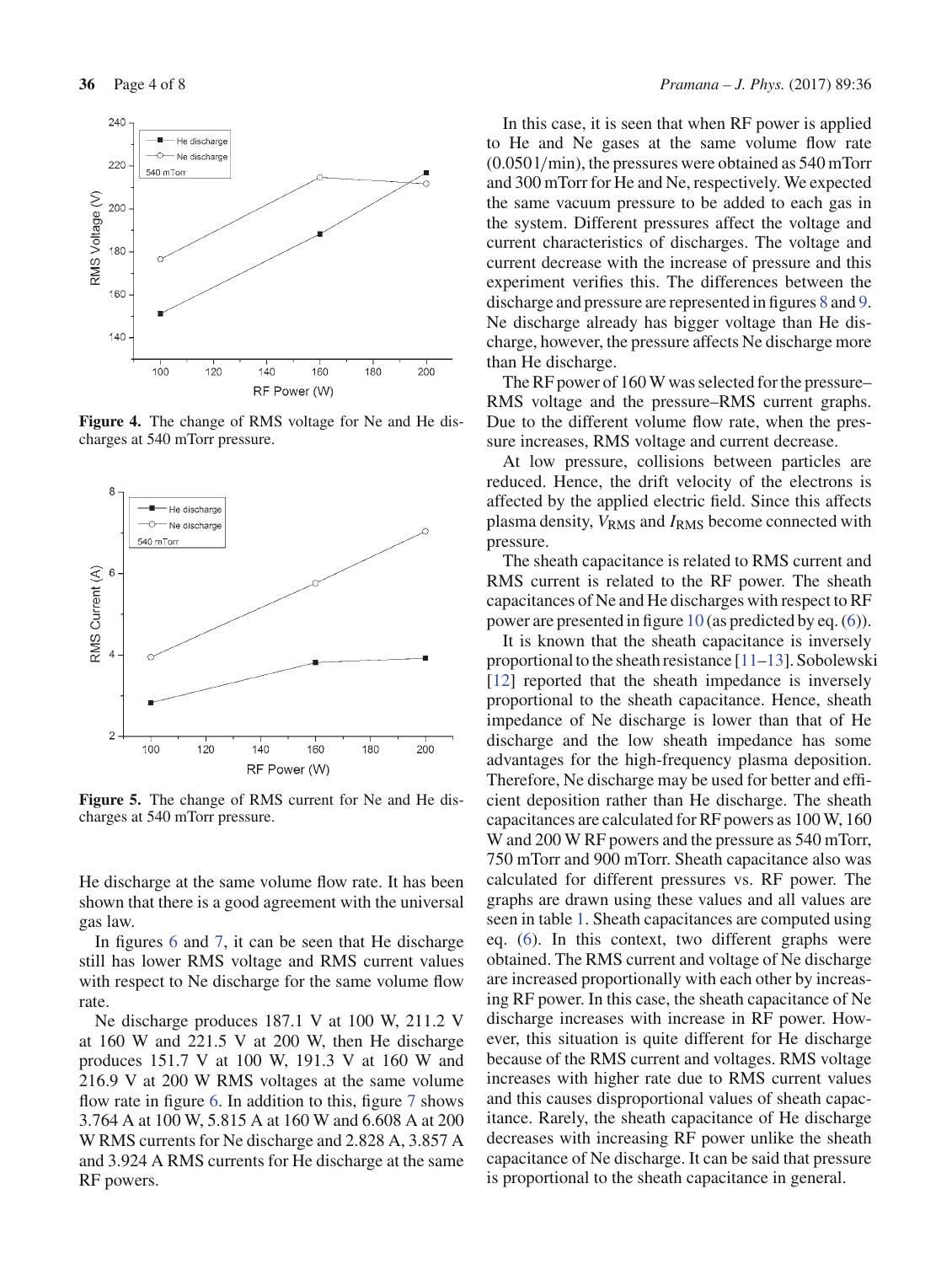Figure 4. The change of RMS voltage for Ne and He discharges at 540 mTorr pressure.

Figure 5. The change of RMS current for Ne and He discharges at 540 mTorr pressure.

He discharge at the same volume flow rate. It has been shown that there is a good agreement with the universal gas law.

In figures 6 and 7, it can be seen that He discharge still has lower RMS voltage and RMS current values with respect to Ne discharge for the same volume flow rate.

Ne discharge produces 187.1 V at 100 W, 211.2 V at 160 W and 221.5 V at 200 W, then He discharge produces 151.7 V at 100 W, 191.3 V at 160 W and 216.9 V at 200 W RMS voltages at the same volume flow rate in figure 6. In addition to this, figure 7 shows 3.764 A at 100 W, 5.815 A at 160 W and 6.608 A at 200 W RMS currents for Ne discharge and 2.828 A, 3.857 A and 3.924 A RMS currents for He discharge at the same RF powers.

In this case, it is seen that when RF power is applied to He and Ne gases at the same volume flow rate (0.050 l/min), the pressures were obtained as 540 mTorr and 300 mTorr for He and Ne, respectively. We expected the same vacuum pressure to be added to each gas in the system. Different pressures affect the voltage and current characteristics of discharges. The voltage and current decrease with the increase of pressure and this experiment verifies this. The differences between the discharge and pressure are represented in figures 8 and 9. Ne discharge already has bigger voltage than He discharge, however, the pressure affects Ne discharge more than He discharge.

The RF power of 160 W was selected for the pressure–RMS voltage and the pressure–RMS current graphs. Due to the different volume flow rate, when the pressure increases, RMS voltage and current decrease.

At low pressure, collisions between particles are reduced. Hence, the drift velocity of the electrons is affected by the applied electric field. Since this affects plasma density, $V_{\mathrm{RMS}}$ and $I_{\mathrm{RMS}}$ become connected with pressure.

The sheath capacitance is related to RMS current and RMS current is related to the RF power. The sheath capacitances of Ne and He discharges with respect to RF power are presented in figure 10 (as predicted by eq. (6)).

It is known that the sheath capacitance is inversely proportional to the sheath resistance [11–13]. Sobolewski [12] reported that the sheath impedance is inversely proportional to the sheath capacitance. Hence, sheath impedance of Ne discharge is lower than that of He discharge and the low sheath impedance has some advantages for the high-frequency plasma deposition. Therefore, Ne discharge may be used for better and efficient deposition rather than He discharge. The sheath capacitances are calculated for RF powers as 100 W, 160 W and 200 W RF powers and the pressure as 540 mTorr, 750 mTorr and 900 mTorr. Sheath capacitance also was calculated for different pressures vs. RF power. The graphs are drawn using these values and all values are seen in table 1. Sheath capacitances are computed using eq. (6). In this context, two different graphs were obtained. The RMS current and voltage of Ne discharge are increased proportionally with each other by increasing RF power. In this case, the sheath capacitance of Ne discharge increases with increase in RF power. However, this situation is quite different for He discharge because of the RMS current and voltages. RMS voltage increases with higher rate due to RMS current values and this causes disproportional values of sheath capacitance. Rarely, the sheath capacitance of He discharge decreases with increasing RF power unlike the sheath capacitance of Ne discharge. It can be said that pressure is proportional to the sheath capacitance in general.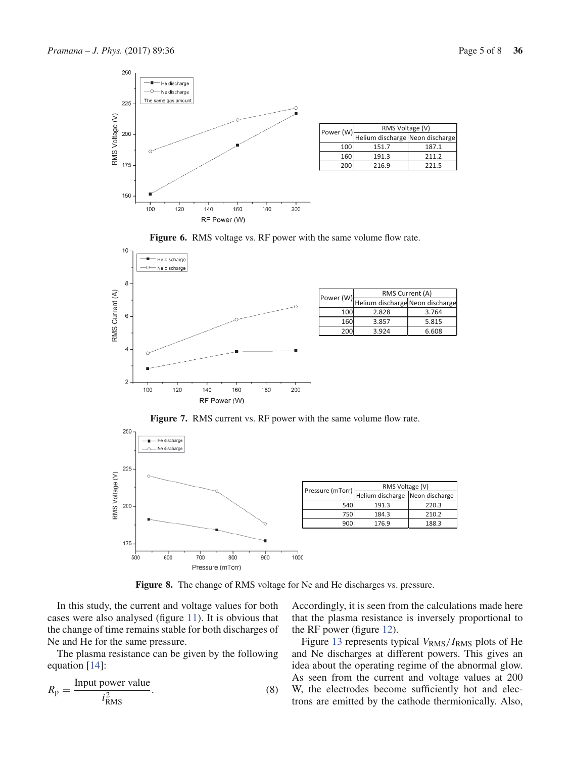| Power (W) | RMS Voltage (V) | |
|---|---|---|
| | Helium discharge | Neon discharge |
| 100 | 151.7 | 187.1 |
| 160 | 191.3 | 211.2 |
| 200 | 216.9 | 221.5 |

**Figure 6.** RMS voltage vs. RF power with the same volume flow rate.

| Power (W) | RMS Current (A) | |
|---|---|---|
| | Helium discharge | Neon discharge |
| 100 | 2.828 | 3.764 |
| 160 | 3.857 | 5.815 |
| 200 | 3.924 | 6.608 |

**Figure 7.** RMS current vs. RF power with the same volume flow rate.

| Pressure (mTorr) | RMS Voltage (V) | |
|---|---|---|
| | Helium discharge | Neon discharge |
| 540 | 191.3 | 220.3 |
| 750 | 184.3 | 210.2 |
| 900 | 176.9 | 188.3 |

**Figure 8.** The change of RMS voltage for Ne and He discharges vs. pressure.

In this study, the current and voltage values for both cases were also analysed (figure 11). It is obvious that the change of time remains stable for both discharges of Ne and He for the same pressure.

The plasma resistance can be given by the following equation [14]:

$$R_\text{p} = \frac{\text{Input power value}}{i_{\text{RMS}}^2}. \tag{8}$$

Accordingly, it is seen from the calculations made here that the plasma resistance is inversely proportional to the RF power (figure 12).

Figure 13 represents typical $V_{\text{RMS}}/I_{\text{RMS}}$ plots of He and Ne discharges at different powers. This gives an idea about the operating regime of the abnormal glow. As seen from the current and voltage values at 200 W, the electrodes become sufficiently hot and electrons are emitted by the cathode thermionically. Also,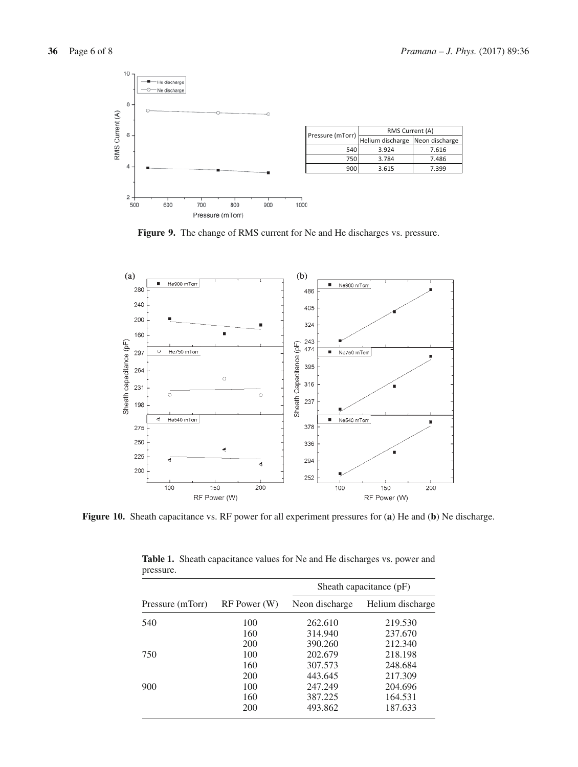| Pressure (mTorr) | RMS Current (A) | |
|---|---|---|
| | Helium discharge | Neon discharge |
| 540 | 3.924 | 7.616 |
| 750 | 3.784 | 7.486 |
| 900 | 3.615 | 7.399 |

**Figure 9.** The change of RMS current for Ne and He discharges vs. pressure.

**Figure 10.** Sheath capacitance vs. RF power for all experiment pressures for (**a**) He and (**b**) Ne discharge.

**Table 1.** Sheath capacitance values for Ne and He discharges vs. power and pressure.

| Pressure (mTorr) | RF Power (W) | Sheath capacitance (pF) | |
|---|---|---|---|
| | | Neon discharge | Helium discharge |
| 540 | 100 | 262.610 | 219.530 |
| | 160 | 314.940 | 237.670 |
| | 200 | 390.260 | 212.340 |
| 750 | 100 | 202.679 | 218.198 |
| | 160 | 307.573 | 248.684 |
| | 200 | 443.645 | 217.309 |
| 900 | 100 | 247.249 | 204.696 |
| | 160 | 387.225 | 164.531 |
| | 200 | 493.862 | 187.633 |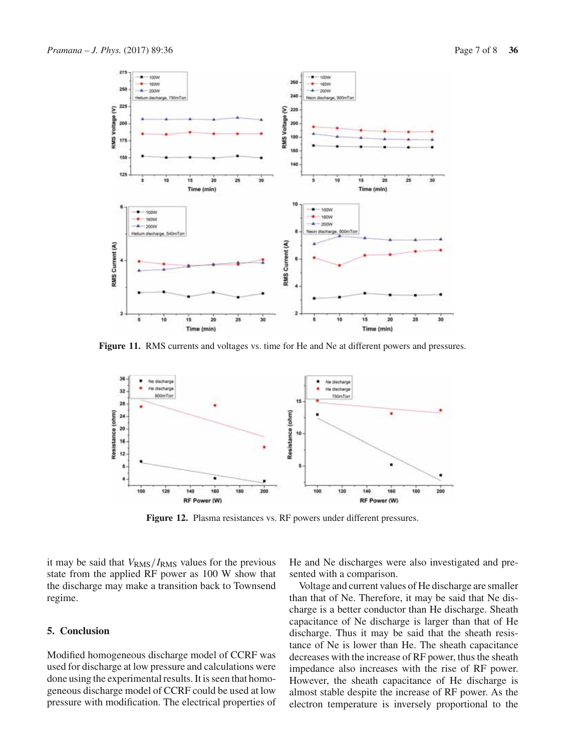Figure 11. RMS currents and voltages vs. time for He and Ne at different powers and pressures.

Figure 12. Plasma resistances vs. RF powers under different pressures.

it may be said that $V_{\mathrm{RMS}}/I_{\mathrm{RMS}}$ values for the previous state from the applied RF power as 100 W show that the discharge may make a transition back to Townsend regime.

## 5. Conclusion

Modified homogeneous discharge model of CCRF was used for discharge at low pressure and calculations were done using the experimental results. It is seen that homogeneous discharge model of CCRF could be used at low pressure with modification. The electrical properties of He and Ne discharges were also investigated and presented with a comparison.

Voltage and current values of He discharge are smaller than that of Ne. Therefore, it may be said that Ne discharge is a better conductor than He discharge. Sheath capacitance of Ne discharge is larger than that of He discharge. Thus it may be said that the sheath resistance of Ne is lower than He. The sheath capacitance decreases with the increase of RF power, thus the sheath impedance also increases with the rise of RF power. However, the sheath capacitance of He discharge is almost stable despite the increase of RF power. As the electron temperature is inversely proportional to the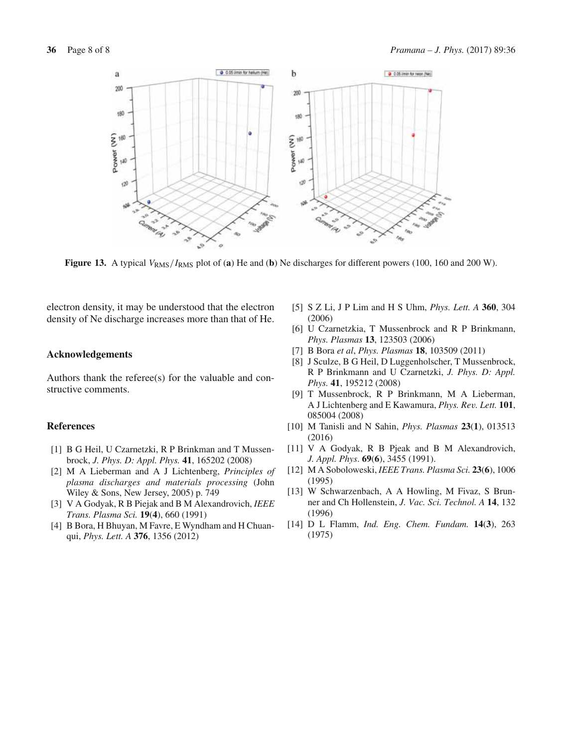a

0.05 l/min for helium (He)

Power (W)

200

180

160

140

120

100

Current (A)

2.8 3.0 3.2 3.4 3.6 3.8 4.0

Voltage (V)

0 50 100 150 200

b

0.05 l/min for neon (Ne)

Power (W)

200

180

160

140

120

100

Current (A)

4.5 5.0 5.5 6.0 6.5

Voltage (V)

185 190 195 200 205 210 215 220

**Figure 13.** A typical $V_{RMS}/I_{RMS}$ plot of (**a**) He and (**b**) Ne discharges for different powers (100, 160 and 200 W).

electron density, it may be understood that the electron density of Ne discharge increases more than that of He.

## Acknowledgements

Authors thank the referee(s) for the valuable and constructive comments.

## References

[1] B G Heil, U Czarnetzki, R P Brinkman and T Mussenbrock, *J. Phys. D: Appl. Phys.* **41**, 165202 (2008)

[2] M A Lieberman and A J Lichtenberg, *Principles of plasma discharges and materials processing* (John Wiley & Sons, New Jersey, 2005) p. 749

[3] V A Godyak, R B Piejak and B M Alexandrovich, *IEEE Trans. Plasma Sci.* **19**(**4**), 660 (1991)

[4] B Bora, H Bhuyan, M Favre, E Wyndham and H Chuanqui, *Phys. Lett. A* **376**, 1356 (2012)

[5] S Z Li, J P Lim and H S Uhm, *Phys. Lett. A* **360**, 304 (2006)

[6] U Czarnetzkia, T Mussenbrock and R P Brinkmann, *Phys. Plasmas* **13**, 123503 (2006)

[7] B Bora *et al*, *Phys. Plasmas* **18**, 103509 (2011)

[8] J Sculze, B G Heil, D Luggenholscher, T Mussenbrock, R P Brinkmann and U Czarnetzki, *J. Phys. D: Appl. Phys.* **41**, 195212 (2008)

[9] T Mussenbrock, R P Brinkmann, M A Lieberman, A J Lichtenberg and E Kawamura, *Phys. Rev. Lett.* **101**, 085004 (2008)

[10] M Tanisli and N Sahin, *Phys. Plasmas* **23**(**1**), 013513 (2016)

[11] V A Godyak, R B Pjeak and B M Alexandrovich, *J. Appl. Phys*. **69**(**6**), 3455 (1991).

[12] M A Soboloweski, *IEEE Trans. Plasma Sci.* **23**(**6**), 1006 (1995)

[13] W Schwarzenbach, A A Howling, M Fivaz, S Brunner and Ch Hollenstein, *J. Vac. Sci. Technol. A* **14**, 132 (1996)

[14] D L Flamm, *Ind. Eng. Chem. Fundam.* **14**(**3**), 263 (1975)